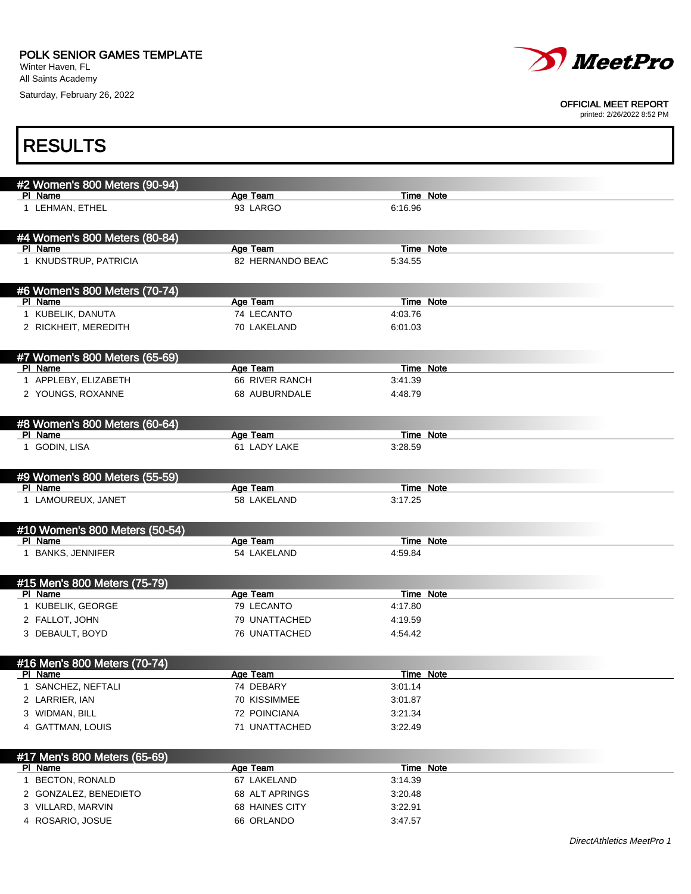POLK SENIOR GAMES TEMPLATE
Winter Haven, FL
All Saints Academy
Saturday, February 26, 2022

OFFICIAL MEET REPORT
printed: 2/26/2022 8:52 PM

# RESULTS

## #2 Women's 800 Meters (90-94)

| Pl | Name | Age | Team | Time | Note |
|---|---|---|---|---|---|
| 1 | LEHMAN, ETHEL | 93 | LARGO | 6:16.96 | |

## #4 Women's 800 Meters (80-84)

| Pl | Name | Age | Team | Time | Note |
|---|---|---|---|---|---|
| 1 | KNUDSTRUP, PATRICIA | 82 | HERNANDO BEAC | 5:34.55 | |

## #6 Women's 800 Meters (70-74)

| Pl | Name | Age | Team | Time | Note |
|---|---|---|---|---|---|
| 1 | KUBELIK, DANUTA | 74 | LECANTO | 4:03.76 | |
| 2 | RICKHEIT, MEREDITH | 70 | LAKELAND | 6:01.03 | |

## #7 Women's 800 Meters (65-69)

| Pl | Name | Age | Team | Time | Note |
|---|---|---|---|---|---|
| 1 | APPLEBY, ELIZABETH | 66 | RIVER RANCH | 3:41.39 | |
| 2 | YOUNGS, ROXANNE | 68 | AUBURNDALE | 4:48.79 | |

## #8 Women's 800 Meters (60-64)

| Pl | Name | Age | Team | Time | Note |
|---|---|---|---|---|---|
| 1 | GODIN, LISA | 61 | LADY LAKE | 3:28.59 | |

## #9 Women's 800 Meters (55-59)

| Pl | Name | Age | Team | Time | Note |
|---|---|---|---|---|---|
| 1 | LAMOUREUX, JANET | 58 | LAKELAND | 3:17.25 | |

## #10 Women's 800 Meters (50-54)

| Pl | Name | Age | Team | Time | Note |
|---|---|---|---|---|---|
| 1 | BANKS, JENNIFER | 54 | LAKELAND | 4:59.84 | |

## #15 Men's 800 Meters (75-79)

| Pl | Name | Age | Team | Time | Note |
|---|---|---|---|---|---|
| 1 | KUBELIK, GEORGE | 79 | LECANTO | 4:17.80 | |
| 2 | FALLOT, JOHN | 79 | UNATTACHED | 4:19.59 | |
| 3 | DEBAULT, BOYD | 76 | UNATTACHED | 4:54.42 | |

## #16 Men's 800 Meters (70-74)

| Pl | Name | Age | Team | Time | Note |
|---|---|---|---|---|---|
| 1 | SANCHEZ, NEFTALI | 74 | DEBARY | 3:01.14 | |
| 2 | LARRIER, IAN | 70 | KISSIMMEE | 3:01.87 | |
| 3 | WIDMAN, BILL | 72 | POINCIANA | 3:21.34 | |
| 4 | GATTMAN, LOUIS | 71 | UNATTACHED | 3:22.49 | |

## #17 Men's 800 Meters (65-69)

| Pl | Name | Age | Team | Time | Note |
|---|---|---|---|---|---|
| 1 | BECTON, RONALD | 67 | LAKELAND | 3:14.39 | |
| 2 | GONZALEZ, BENEDIETO | 68 | ALT APRINGS | 3:20.48 | |
| 3 | VILLARD, MARVIN | 68 | HAINES CITY | 3:22.91 | |
| 4 | ROSARIO, JOSUE | 66 | ORLANDO | 3:47.57 | |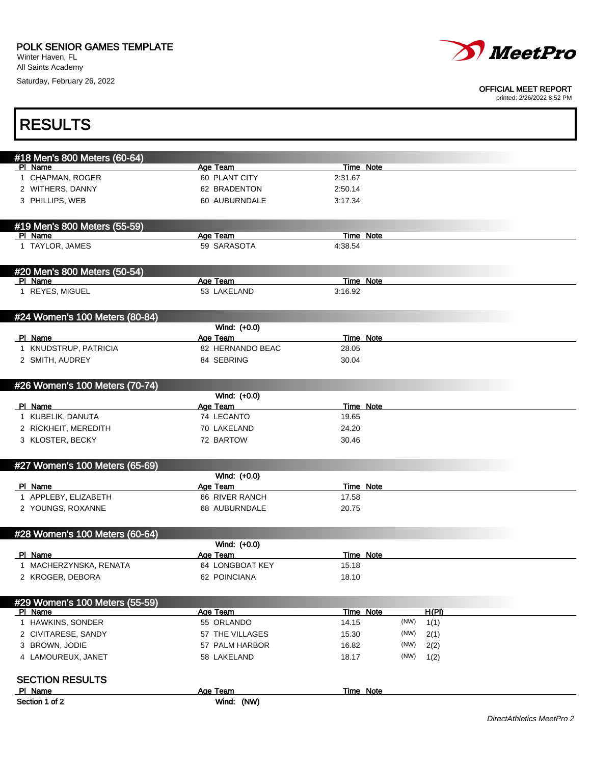POLK SENIOR GAMES TEMPLATE
Winter Haven, FL
All Saints Academy
Saturday, February 26, 2022

OFFICIAL MEET REPORT
printed: 2/26/2022 8:52 PM

# RESULTS

## #18 Men's 800 Meters (60-64)

| Pl | Name | Age | Team | Time | Note |
|---|---|---|---|---|---|
| 1 | CHAPMAN, ROGER | 60 | PLANT CITY | 2:31.67 | |
| 2 | WITHERS, DANNY | 62 | BRADENTON | 2:50.14 | |
| 3 | PHILLIPS, WEB | 60 | AUBURNDALE | 3:17.34 | |

## #19 Men's 800 Meters (55-59)

| Pl | Name | Age | Team | Time | Note |
|---|---|---|---|---|---|
| 1 | TAYLOR, JAMES | 59 | SARASOTA | 4:38.54 | |

## #20 Men's 800 Meters (50-54)

| Pl | Name | Age | Team | Time | Note |
|---|---|---|---|---|---|
| 1 | REYES, MIGUEL | 53 | LAKELAND | 3:16.92 | |

## #24 Women's 100 Meters (80-84)

Wind: (+0.0)

| Pl | Name | Age | Team | Time | Note |
|---|---|---|---|---|---|
| 1 | KNUDSTRUP, PATRICIA | 82 | HERNANDO BEAC | 28.05 | |
| 2 | SMITH, AUDREY | 84 | SEBRING | 30.04 | |

## #26 Women's 100 Meters (70-74)

Wind: (+0.0)

| Pl | Name | Age | Team | Time | Note |
|---|---|---|---|---|---|
| 1 | KUBELIK, DANUTA | 74 | LECANTO | 19.65 | |
| 2 | RICKHEIT, MEREDITH | 70 | LAKELAND | 24.20 | |
| 3 | KLOSTER, BECKY | 72 | BARTOW | 30.46 | |

## #27 Women's 100 Meters (65-69)

Wind: (+0.0)

| Pl | Name | Age | Team | Time | Note |
|---|---|---|---|---|---|
| 1 | APPLEBY, ELIZABETH | 66 | RIVER RANCH | 17.58 | |
| 2 | YOUNGS, ROXANNE | 68 | AUBURNDALE | 20.75 | |

## #28 Women's 100 Meters (60-64)

Wind: (+0.0)

| Pl | Name | Age | Team | Time | Note |
|---|---|---|---|---|---|
| 1 | MACHERZYNSKA, RENATA | 64 | LONGBOAT KEY | 15.18 | |
| 2 | KROGER, DEBORA | 62 | POINCIANA | 18.10 | |

## #29 Women's 100 Meters (55-59)

| Pl | Name | Age | Team | Time | Note | | H(Pl) |
|---|---|---|---|---|---|---|---|
| 1 | HAWKINS, SONDER | 55 | ORLANDO | 14.15 | | (NW) | 1(1) |
| 2 | CIVITARESE, SANDY | 57 | THE VILLAGES | 15.30 | | (NW) | 2(1) |
| 3 | BROWN, JODIE | 57 | PALM HARBOR | 16.82 | | (NW) | 2(2) |
| 4 | LAMOUREUX, JANET | 58 | LAKELAND | 18.17 | | (NW) | 1(2) |

### SECTION RESULTS

| Pl | Name | Age | Team | Time | Note |
|---|---|---|---|---|---|

**Section 1 of 2** **Wind: (NW)**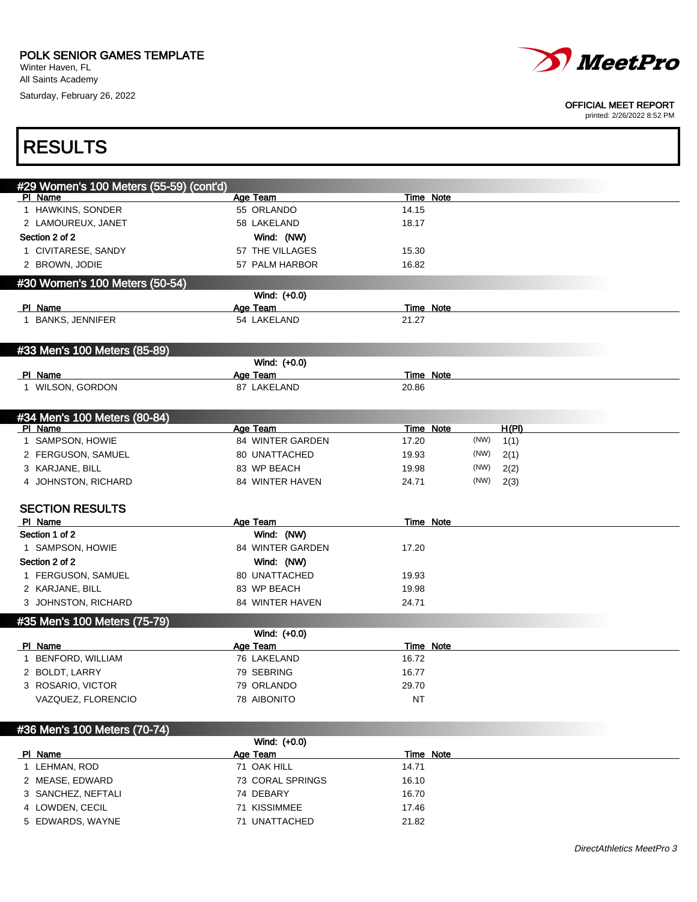POLK SENIOR GAMES TEMPLATE
Winter Haven, FL
All Saints Academy
Saturday, February 26, 2022

OFFICIAL MEET REPORT
printed: 2/26/2022 8:52 PM

# RESULTS

## #29 Women's 100 Meters (55-59) (cont'd)

| Pl | Name | Age | Team | Time | Note |
|---|---|---|---|---|---|
| 1 | HAWKINS, SONDER | 55 | ORLANDO | 14.15 | |
| 2 | LAMOUREUX, JANET | 58 | LAKELAND | 18.17 | |
| **Section 2 of 2** | | | **Wind: (NW)** | | |
| 1 | CIVITARESE, SANDY | 57 | THE VILLAGES | 15.30 | |
| 2 | BROWN, JODIE | 57 | PALM HARBOR | 16.82 | |

## #30 Women's 100 Meters (50-54)

Wind: (+0.0)

| Pl | Name | Age | Team | Time | Note |
|---|---|---|---|---|---|
| 1 | BANKS, JENNIFER | 54 | LAKELAND | 21.27 | |

## #33 Men's 100 Meters (85-89)

Wind: (+0.0)

| Pl | Name | Age | Team | Time | Note |
|---|---|---|---|---|---|
| 1 | WILSON, GORDON | 87 | LAKELAND | 20.86 | |

## #34 Men's 100 Meters (80-84)

| Pl | Name | Age | Team | Time | Note | | H(Pl) |
|---|---|---|---|---|---|---|---|
| 1 | SAMPSON, HOWIE | 84 | WINTER GARDEN | 17.20 | | (NW) | 1(1) |
| 2 | FERGUSON, SAMUEL | 80 | UNATTACHED | 19.93 | | (NW) | 2(1) |
| 3 | KARJANE, BILL | 83 | WP BEACH | 19.98 | | (NW) | 2(2) |
| 4 | JOHNSTON, RICHARD | 84 | WINTER HAVEN | 24.71 | | (NW) | 2(3) |

### SECTION RESULTS

| Pl | Name | Age | Team | Time | Note |
|---|---|---|---|---|---|
| **Section 1 of 2** | | | **Wind: (NW)** | | |
| 1 | SAMPSON, HOWIE | 84 | WINTER GARDEN | 17.20 | |
| **Section 2 of 2** | | | **Wind: (NW)** | | |
| 1 | FERGUSON, SAMUEL | 80 | UNATTACHED | 19.93 | |
| 2 | KARJANE, BILL | 83 | WP BEACH | 19.98 | |
| 3 | JOHNSTON, RICHARD | 84 | WINTER HAVEN | 24.71 | |

## #35 Men's 100 Meters (75-79)

Wind: (+0.0)

| Pl | Name | Age | Team | Time | Note |
|---|---|---|---|---|---|
| 1 | BENFORD, WILLIAM | 76 | LAKELAND | 16.72 | |
| 2 | BOLDT, LARRY | 79 | SEBRING | 16.77 | |
| 3 | ROSARIO, VICTOR | 79 | ORLANDO | 29.70 | |
| | VAZQUEZ, FLORENCIO | 78 | AIBONITO | NT | |

## #36 Men's 100 Meters (70-74)

Wind: (+0.0)

| Pl | Name | Age | Team | Time | Note |
|---|---|---|---|---|---|
| 1 | LEHMAN, ROD | 71 | OAK HILL | 14.71 | |
| 2 | MEASE, EDWARD | 73 | CORAL SPRINGS | 16.10 | |
| 3 | SANCHEZ, NEFTALI | 74 | DEBARY | 16.70 | |
| 4 | LOWDEN, CECIL | 71 | KISSIMMEE | 17.46 | |
| 5 | EDWARDS, WAYNE | 71 | UNATTACHED | 21.82 | |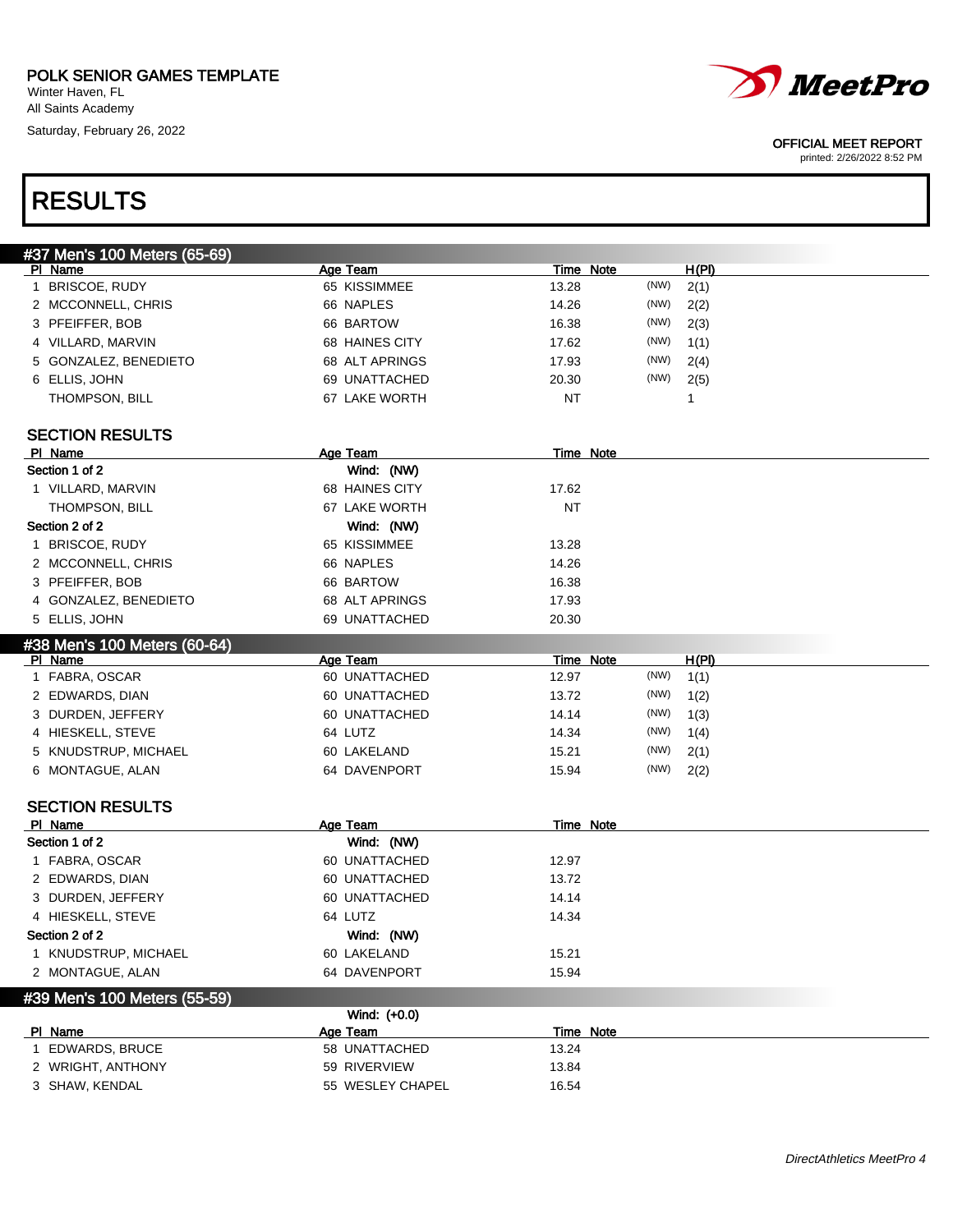POLK SENIOR GAMES TEMPLATE
Winter Haven, FL
All Saints Academy
Saturday, February 26, 2022

OFFICIAL MEET REPORT
printed: 2/26/2022 8:52 PM

# RESULTS

## #37 Men's 100 Meters (65-69)

| Pl | Name | Age | Team | Time | Note | H(Pl) |
|---|---|---|---|---|---|---|
| 1 | BRISCOE, RUDY | 65 | KISSIMMEE | 13.28 | (NW) | 2(1) |
| 2 | MCCONNELL, CHRIS | 66 | NAPLES | 14.26 | (NW) | 2(2) |
| 3 | PFEIFFER, BOB | 66 | BARTOW | 16.38 | (NW) | 2(3) |
| 4 | VILLARD, MARVIN | 68 | HAINES CITY | 17.62 | (NW) | 1(1) |
| 5 | GONZALEZ, BENEDIETO | 68 | ALT APRINGS | 17.93 | (NW) | 2(4) |
| 6 | ELLIS, JOHN | 69 | UNATTACHED | 20.30 | (NW) | 2(5) |
| | THOMPSON, BILL | 67 | LAKE WORTH | NT | | 1 |

### SECTION RESULTS

| Pl | Name | Age | Team | Time | Note |
|---|---|---|---|---|---|
| **Section 1 of 2** | | | Wind: (NW) | | |
| 1 | VILLARD, MARVIN | 68 | HAINES CITY | 17.62 | |
| | THOMPSON, BILL | 67 | LAKE WORTH | NT | |
| **Section 2 of 2** | | | Wind: (NW) | | |
| 1 | BRISCOE, RUDY | 65 | KISSIMMEE | 13.28 | |
| 2 | MCCONNELL, CHRIS | 66 | NAPLES | 14.26 | |
| 3 | PFEIFFER, BOB | 66 | BARTOW | 16.38 | |
| 4 | GONZALEZ, BENEDIETO | 68 | ALT APRINGS | 17.93 | |
| 5 | ELLIS, JOHN | 69 | UNATTACHED | 20.30 | |

## #38 Men's 100 Meters (60-64)

| Pl | Name | Age | Team | Time | Note | H(Pl) |
|---|---|---|---|---|---|---|
| 1 | FABRA, OSCAR | 60 | UNATTACHED | 12.97 | (NW) | 1(1) |
| 2 | EDWARDS, DIAN | 60 | UNATTACHED | 13.72 | (NW) | 1(2) |
| 3 | DURDEN, JEFFERY | 60 | UNATTACHED | 14.14 | (NW) | 1(3) |
| 4 | HIESKELL, STEVE | 64 | LUTZ | 14.34 | (NW) | 1(4) |
| 5 | KNUDSTRUP, MICHAEL | 60 | LAKELAND | 15.21 | (NW) | 2(1) |
| 6 | MONTAGUE, ALAN | 64 | DAVENPORT | 15.94 | (NW) | 2(2) |

### SECTION RESULTS

| Pl | Name | Age | Team | Time | Note |
|---|---|---|---|---|---|
| **Section 1 of 2** | | | Wind: (NW) | | |
| 1 | FABRA, OSCAR | 60 | UNATTACHED | 12.97 | |
| 2 | EDWARDS, DIAN | 60 | UNATTACHED | 13.72 | |
| 3 | DURDEN, JEFFERY | 60 | UNATTACHED | 14.14 | |
| 4 | HIESKELL, STEVE | 64 | LUTZ | 14.34 | |
| **Section 2 of 2** | | | Wind: (NW) | | |
| 1 | KNUDSTRUP, MICHAEL | 60 | LAKELAND | 15.21 | |
| 2 | MONTAGUE, ALAN | 64 | DAVENPORT | 15.94 | |

## #39 Men's 100 Meters (55-59)

Wind: (+0.0)

| Pl | Name | Age | Team | Time | Note |
|---|---|---|---|---|---|
| 1 | EDWARDS, BRUCE | 58 | UNATTACHED | 13.24 | |
| 2 | WRIGHT, ANTHONY | 59 | RIVERVIEW | 13.84 | |
| 3 | SHAW, KENDAL | 55 | WESLEY CHAPEL | 16.54 | |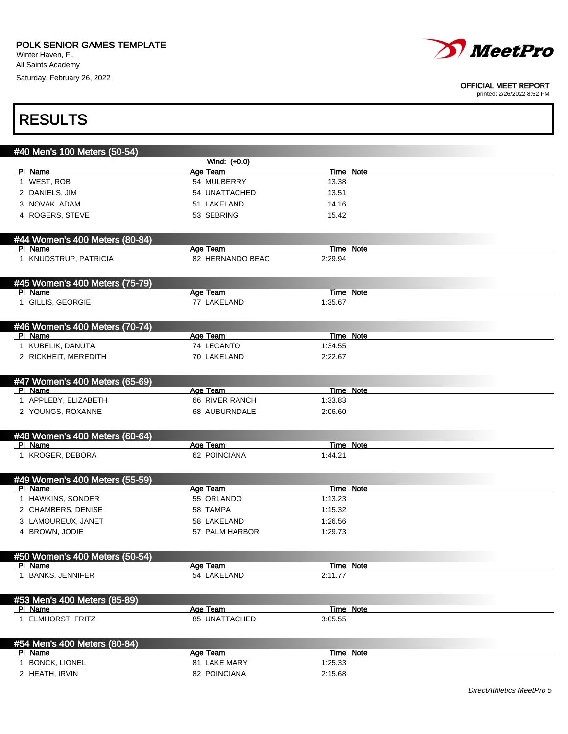POLK SENIOR GAMES TEMPLATE
Winter Haven, FL
All Saints Academy
Saturday, February 26, 2022

OFFICIAL MEET REPORT
printed: 2/26/2022 8:52 PM

# RESULTS

## #40 Men's 100 Meters (50-54)

Wind: (+0.0)

| Pl | Name | Age | Team | Time | Note |
|---|---|---|---|---|---|
| 1 | WEST, ROB | 54 | MULBERRY | 13.38 | |
| 2 | DANIELS, JIM | 54 | UNATTACHED | 13.51 | |
| 3 | NOVAK, ADAM | 51 | LAKELAND | 14.16 | |
| 4 | ROGERS, STEVE | 53 | SEBRING | 15.42 | |

## #44 Women's 400 Meters (80-84)

| Pl | Name | Age | Team | Time | Note |
|---|---|---|---|---|---|
| 1 | KNUDSTRUP, PATRICIA | 82 | HERNANDO BEAC | 2:29.94 | |

## #45 Women's 400 Meters (75-79)

| Pl | Name | Age | Team | Time | Note |
|---|---|---|---|---|---|
| 1 | GILLIS, GEORGIE | 77 | LAKELAND | 1:35.67 | |

## #46 Women's 400 Meters (70-74)

| Pl | Name | Age | Team | Time | Note |
|---|---|---|---|---|---|
| 1 | KUBELIK, DANUTA | 74 | LECANTO | 1:34.55 | |
| 2 | RICKHEIT, MEREDITH | 70 | LAKELAND | 2:22.67 | |

## #47 Women's 400 Meters (65-69)

| Pl | Name | Age | Team | Time | Note |
|---|---|---|---|---|---|
| 1 | APPLEBY, ELIZABETH | 66 | RIVER RANCH | 1:33.83 | |
| 2 | YOUNGS, ROXANNE | 68 | AUBURNDALE | 2:06.60 | |

## #48 Women's 400 Meters (60-64)

| Pl | Name | Age | Team | Time | Note |
|---|---|---|---|---|---|
| 1 | KROGER, DEBORA | 62 | POINCIANA | 1:44.21 | |

## #49 Women's 400 Meters (55-59)

| Pl | Name | Age | Team | Time | Note |
|---|---|---|---|---|---|
| 1 | HAWKINS, SONDER | 55 | ORLANDO | 1:13.23 | |
| 2 | CHAMBERS, DENISE | 58 | TAMPA | 1:15.32 | |
| 3 | LAMOUREUX, JANET | 58 | LAKELAND | 1:26.56 | |
| 4 | BROWN, JODIE | 57 | PALM HARBOR | 1:29.73 | |

## #50 Women's 400 Meters (50-54)

| Pl | Name | Age | Team | Time | Note |
|---|---|---|---|---|---|
| 1 | BANKS, JENNIFER | 54 | LAKELAND | 2:11.77 | |

## #53 Men's 400 Meters (85-89)

| Pl | Name | Age | Team | Time | Note |
|---|---|---|---|---|---|
| 1 | ELMHORST, FRITZ | 85 | UNATTACHED | 3:05.55 | |

## #54 Men's 400 Meters (80-84)

| Pl | Name | Age | Team | Time | Note |
|---|---|---|---|---|---|
| 1 | BONCK, LIONEL | 81 | LAKE MARY | 1:25.33 | |
| 2 | HEATH, IRVIN | 82 | POINCIANA | 2:15.68 | |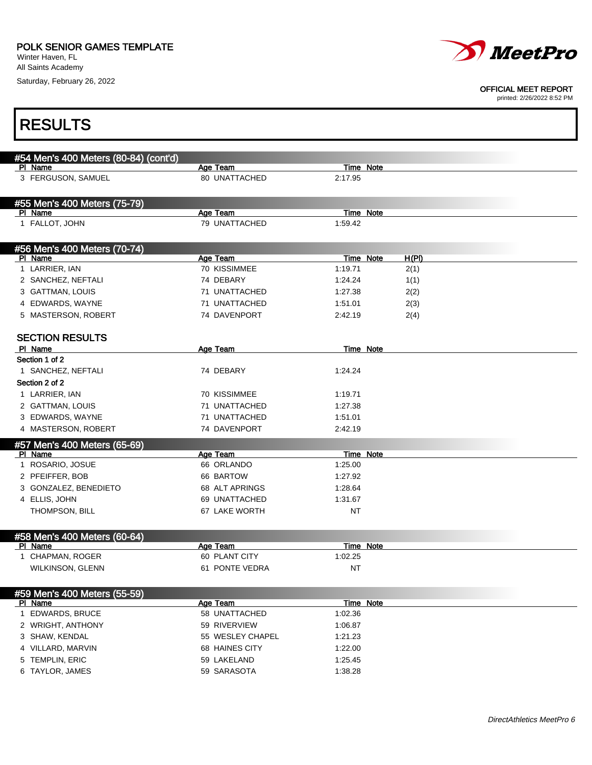POLK SENIOR GAMES TEMPLATE
Winter Haven, FL
All Saints Academy
Saturday, February 26, 2022

OFFICIAL MEET REPORT
printed: 2/26/2022 8:52 PM

# RESULTS

## #54 Men's 400 Meters (80-84) (cont'd)

| Pl | Name | Age | Team | Time | Note |
|---|---|---|---|---|---|
| 3 | FERGUSON, SAMUEL | 80 | UNATTACHED | 2:17.95 | |

## #55 Men's 400 Meters (75-79)

| Pl | Name | Age | Team | Time | Note |
|---|---|---|---|---|---|
| 1 | FALLOT, JOHN | 79 | UNATTACHED | 1:59.42 | |

## #56 Men's 400 Meters (70-74)

| Pl | Name | Age | Team | Time | Note | H(Pl) |
|---|---|---|---|---|---|---|
| 1 | LARRIER, IAN | 70 | KISSIMMEE | 1:19.71 | | 2(1) |
| 2 | SANCHEZ, NEFTALI | 74 | DEBARY | 1:24.24 | | 1(1) |
| 3 | GATTMAN, LOUIS | 71 | UNATTACHED | 1:27.38 | | 2(2) |
| 4 | EDWARDS, WAYNE | 71 | UNATTACHED | 1:51.01 | | 2(3) |
| 5 | MASTERSON, ROBERT | 74 | DAVENPORT | 2:42.19 | | 2(4) |

### SECTION RESULTS

| Pl | Name | Age | Team | Time | Note |
|---|---|---|---|---|---|
| **Section 1 of 2** | | | | | |
| 1 | SANCHEZ, NEFTALI | 74 | DEBARY | 1:24.24 | |
| **Section 2 of 2** | | | | | |
| 1 | LARRIER, IAN | 70 | KISSIMMEE | 1:19.71 | |
| 2 | GATTMAN, LOUIS | 71 | UNATTACHED | 1:27.38 | |
| 3 | EDWARDS, WAYNE | 71 | UNATTACHED | 1:51.01 | |
| 4 | MASTERSON, ROBERT | 74 | DAVENPORT | 2:42.19 | |

## #57 Men's 400 Meters (65-69)

| Pl | Name | Age | Team | Time | Note |
|---|---|---|---|---|---|
| 1 | ROSARIO, JOSUE | 66 | ORLANDO | 1:25.00 | |
| 2 | PFEIFFER, BOB | 66 | BARTOW | 1:27.92 | |
| 3 | GONZALEZ, BENEDIETO | 68 | ALT APRINGS | 1:28.64 | |
| 4 | ELLIS, JOHN | 69 | UNATTACHED | 1:31.67 | |
| | THOMPSON, BILL | 67 | LAKE WORTH | NT | |

## #58 Men's 400 Meters (60-64)

| Pl | Name | Age | Team | Time | Note |
|---|---|---|---|---|---|
| 1 | CHAPMAN, ROGER | 60 | PLANT CITY | 1:02.25 | |
| | WILKINSON, GLENN | 61 | PONTE VEDRA | NT | |

## #59 Men's 400 Meters (55-59)

| Pl | Name | Age | Team | Time | Note |
|---|---|---|---|---|---|
| 1 | EDWARDS, BRUCE | 58 | UNATTACHED | 1:02.36 | |
| 2 | WRIGHT, ANTHONY | 59 | RIVERVIEW | 1:06.87 | |
| 3 | SHAW, KENDAL | 55 | WESLEY CHAPEL | 1:21.23 | |
| 4 | VILLARD, MARVIN | 68 | HAINES CITY | 1:22.00 | |
| 5 | TEMPLIN, ERIC | 59 | LAKELAND | 1:25.45 | |
| 6 | TAYLOR, JAMES | 59 | SARASOTA | 1:38.28 | |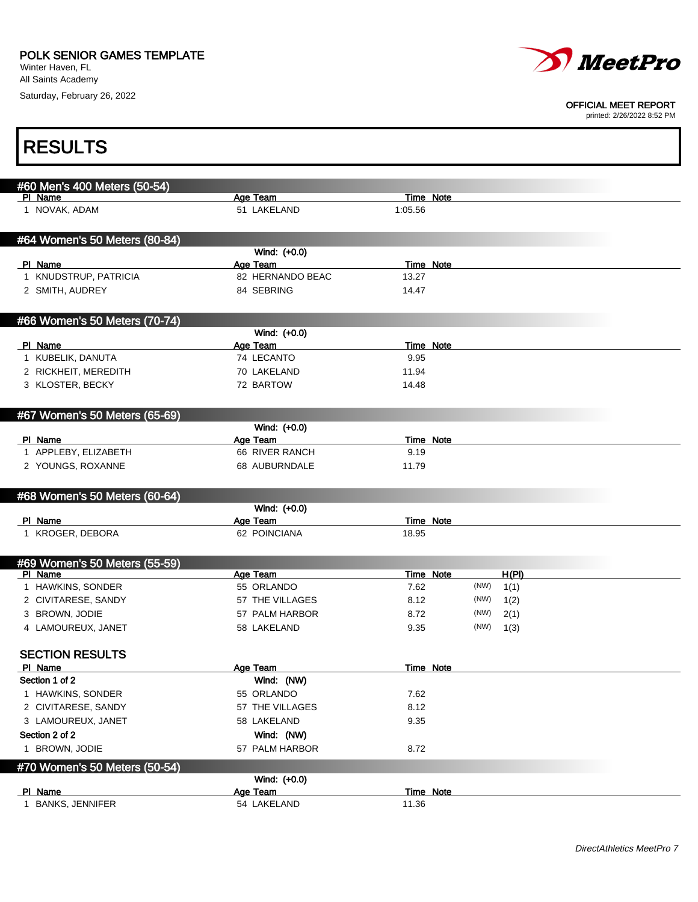POLK SENIOR GAMES TEMPLATE
Winter Haven, FL
All Saints Academy
Saturday, February 26, 2022

OFFICIAL MEET REPORT
printed: 2/26/2022 8:52 PM

# RESULTS

## #60 Men's 400 Meters (50-54)

| Pl | Name | Age | Team | Time | Note |
|---|---|---|---|---|---|
| 1 | NOVAK, ADAM | 51 | LAKELAND | 1:05.56 | |

## #64 Women's 50 Meters (80-84)

Wind: (+0.0)

| Pl | Name | Age | Team | Time | Note |
|---|---|---|---|---|---|
| 1 | KNUDSTRUP, PATRICIA | 82 | HERNANDO BEAC | 13.27 | |
| 2 | SMITH, AUDREY | 84 | SEBRING | 14.47 | |

## #66 Women's 50 Meters (70-74)

Wind: (+0.0)

| Pl | Name | Age | Team | Time | Note |
|---|---|---|---|---|---|
| 1 | KUBELIK, DANUTA | 74 | LECANTO | 9.95 | |
| 2 | RICKHEIT, MEREDITH | 70 | LAKELAND | 11.94 | |
| 3 | KLOSTER, BECKY | 72 | BARTOW | 14.48 | |

## #67 Women's 50 Meters (65-69)

Wind: (+0.0)

| Pl | Name | Age | Team | Time | Note |
|---|---|---|---|---|---|
| 1 | APPLEBY, ELIZABETH | 66 | RIVER RANCH | 9.19 | |
| 2 | YOUNGS, ROXANNE | 68 | AUBURNDALE | 11.79 | |

## #68 Women's 50 Meters (60-64)

Wind: (+0.0)

| Pl | Name | Age | Team | Time | Note |
|---|---|---|---|---|---|
| 1 | KROGER, DEBORA | 62 | POINCIANA | 18.95 | |

## #69 Women's 50 Meters (55-59)

| Pl | Name | Age | Team | Time | Note | | H(Pl) |
|---|---|---|---|---|---|---|---|
| 1 | HAWKINS, SONDER | 55 | ORLANDO | 7.62 | | (NW) | 1(1) |
| 2 | CIVITARESE, SANDY | 57 | THE VILLAGES | 8.12 | | (NW) | 1(2) |
| 3 | BROWN, JODIE | 57 | PALM HARBOR | 8.72 | | (NW) | 2(1) |
| 4 | LAMOUREUX, JANET | 58 | LAKELAND | 9.35 | | (NW) | 1(3) |

### SECTION RESULTS

| Pl | Name | Age | Team | Time | Note |
|---|---|---|---|---|---|
| **Section 1 of 2** | | Wind: (NW) | | | |
| 1 | HAWKINS, SONDER | 55 | ORLANDO | 7.62 | |
| 2 | CIVITARESE, SANDY | 57 | THE VILLAGES | 8.12 | |
| 3 | LAMOUREUX, JANET | 58 | LAKELAND | 9.35 | |
| **Section 2 of 2** | | Wind: (NW) | | | |
| 1 | BROWN, JODIE | 57 | PALM HARBOR | 8.72 | |

## #70 Women's 50 Meters (50-54)

Wind: (+0.0)

| Pl | Name | Age | Team | Time | Note |
|---|---|---|---|---|---|
| 1 | BANKS, JENNIFER | 54 | LAKELAND | 11.36 | |

*DirectAthletics MeetPro 7*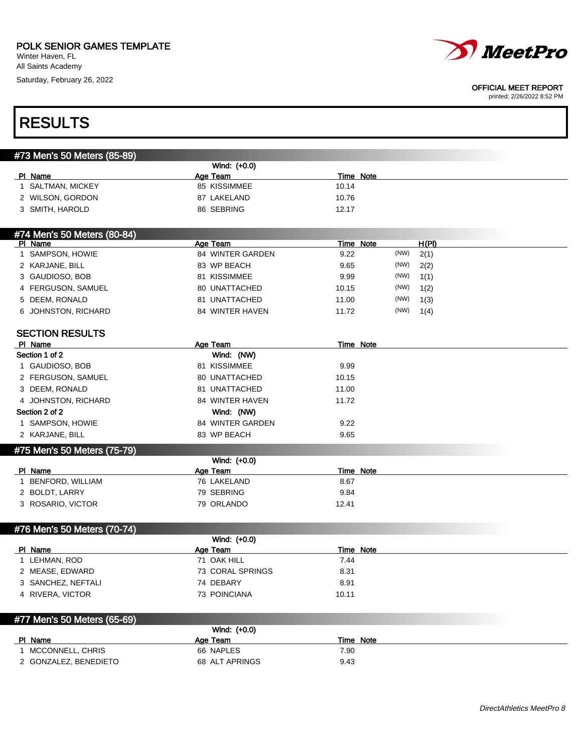POLK SENIOR GAMES TEMPLATE
Winter Haven, FL
All Saints Academy
Saturday, February 26, 2022

OFFICIAL MEET REPORT
printed: 2/26/2022 8:52 PM

# RESULTS

## #73 Men's 50 Meters (85-89)

Wind: (+0.0)

| Pl | Name | Age | Team | Time | Note |
|---|---|---|---|---|---|
| 1 | SALTMAN, MICKEY | 85 | KISSIMMEE | 10.14 | |
| 2 | WILSON, GORDON | 87 | LAKELAND | 10.76 | |
| 3 | SMITH, HAROLD | 86 | SEBRING | 12.17 | |

## #74 Men's 50 Meters (80-84)

| Pl | Name | Age | Team | Time | Note | | H(Pl) |
|---|---|---|---|---|---|---|---|
| 1 | SAMPSON, HOWIE | 84 | WINTER GARDEN | 9.22 | | (NW) | 2(1) |
| 2 | KARJANE, BILL | 83 | WP BEACH | 9.65 | | (NW) | 2(2) |
| 3 | GAUDIOSO, BOB | 81 | KISSIMMEE | 9.99 | | (NW) | 1(1) |
| 4 | FERGUSON, SAMUEL | 80 | UNATTACHED | 10.15 | | (NW) | 1(2) |
| 5 | DEEM, RONALD | 81 | UNATTACHED | 11.00 | | (NW) | 1(3) |
| 6 | JOHNSTON, RICHARD | 84 | WINTER HAVEN | 11.72 | | (NW) | 1(4) |

### SECTION RESULTS

| Pl | Name | Age | Team | Time | Note |
|---|---|---|---|---|---|
| **Section 1 of 2** | | Wind: (NW) | | | |
| 1 | GAUDIOSO, BOB | 81 | KISSIMMEE | 9.99 | |
| 2 | FERGUSON, SAMUEL | 80 | UNATTACHED | 10.15 | |
| 3 | DEEM, RONALD | 81 | UNATTACHED | 11.00 | |
| 4 | JOHNSTON, RICHARD | 84 | WINTER HAVEN | 11.72 | |
| **Section 2 of 2** | | Wind: (NW) | | | |
| 1 | SAMPSON, HOWIE | 84 | WINTER GARDEN | 9.22 | |
| 2 | KARJANE, BILL | 83 | WP BEACH | 9.65 | |

## #75 Men's 50 Meters (75-79)

Wind: (+0.0)

| Pl | Name | Age | Team | Time | Note |
|---|---|---|---|---|---|
| 1 | BENFORD, WILLIAM | 76 | LAKELAND | 8.67 | |
| 2 | BOLDT, LARRY | 79 | SEBRING | 9.84 | |
| 3 | ROSARIO, VICTOR | 79 | ORLANDO | 12.41 | |

## #76 Men's 50 Meters (70-74)

Wind: (+0.0)

| Pl | Name | Age | Team | Time | Note |
|---|---|---|---|---|---|
| 1 | LEHMAN, ROD | 71 | OAK HILL | 7.44 | |
| 2 | MEASE, EDWARD | 73 | CORAL SPRINGS | 8.31 | |
| 3 | SANCHEZ, NEFTALI | 74 | DEBARY | 8.91 | |
| 4 | RIVERA, VICTOR | 73 | POINCIANA | 10.11 | |

## #77 Men's 50 Meters (65-69)

Wind: (+0.0)

| Pl | Name | Age | Team | Time | Note |
|---|---|---|---|---|---|
| 1 | MCCONNELL, CHRIS | 66 | NAPLES | 7.90 | |
| 2 | GONZALEZ, BENEDIETO | 68 | ALT APRINGS | 9.43 | |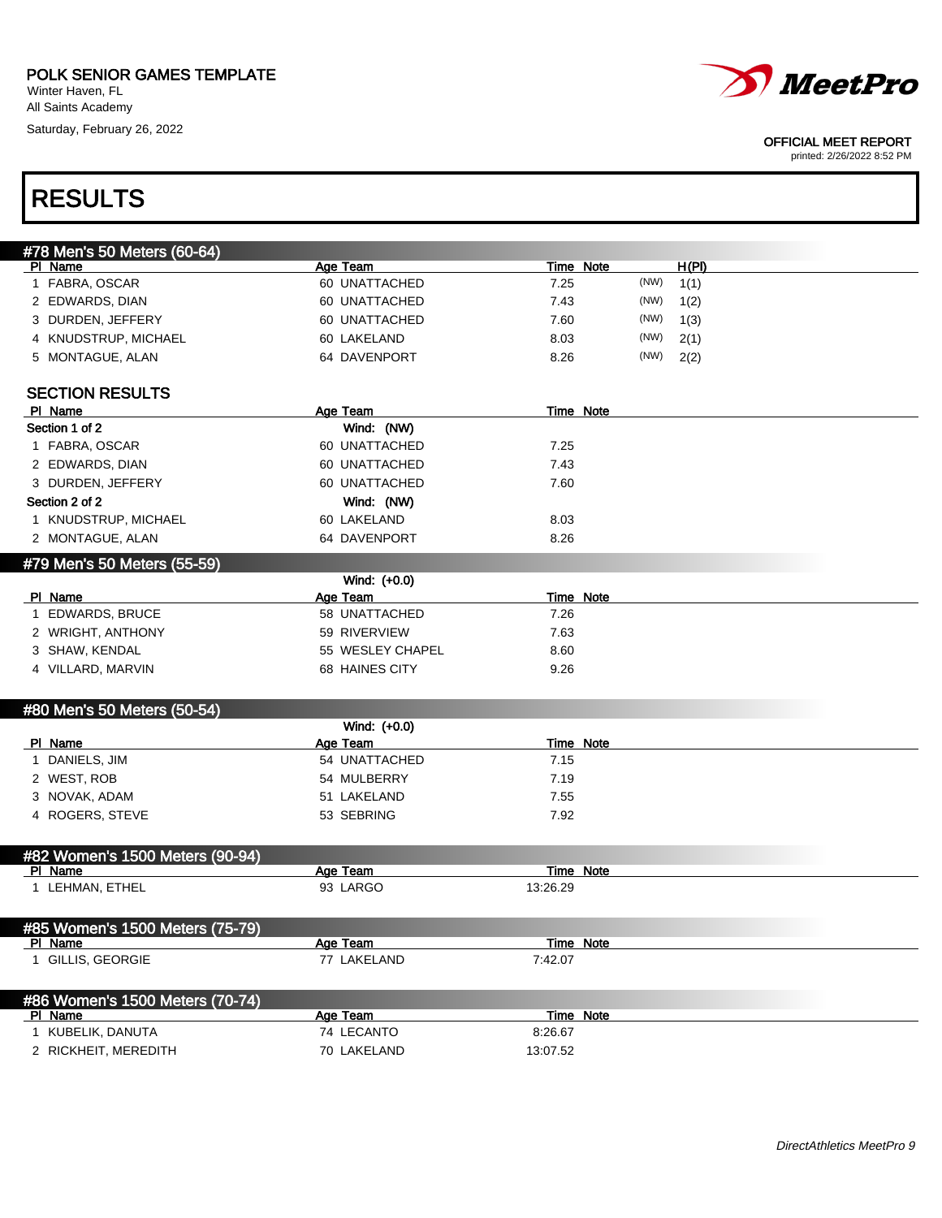POLK SENIOR GAMES TEMPLATE
Winter Haven, FL
All Saints Academy
Saturday, February 26, 2022

OFFICIAL MEET REPORT
printed: 2/26/2022 8:52 PM

# RESULTS

## #78 Men's 50 Meters (60-64)

| Pl | Name | Age | Team | Time | Note | | H(Pl) |
|---|---|---|---|---|---|---|---|
| 1 | FABRA, OSCAR | 60 | UNATTACHED | 7.25 | | (NW) | 1(1) |
| 2 | EDWARDS, DIAN | 60 | UNATTACHED | 7.43 | | (NW) | 1(2) |
| 3 | DURDEN, JEFFERY | 60 | UNATTACHED | 7.60 | | (NW) | 1(3) |
| 4 | KNUDSTRUP, MICHAEL | 60 | LAKELAND | 8.03 | | (NW) | 2(1) |
| 5 | MONTAGUE, ALAN | 64 | DAVENPORT | 8.26 | | (NW) | 2(2) |

### SECTION RESULTS

| Pl | Name | Age | Team | Time | Note |
|---|---|---|---|---|---|
| **Section 1 of 2** | | Wind: (NW) | | | |
| 1 | FABRA, OSCAR | 60 | UNATTACHED | 7.25 | |
| 2 | EDWARDS, DIAN | 60 | UNATTACHED | 7.43 | |
| 3 | DURDEN, JEFFERY | 60 | UNATTACHED | 7.60 | |
| **Section 2 of 2** | | Wind: (NW) | | | |
| 1 | KNUDSTRUP, MICHAEL | 60 | LAKELAND | 8.03 | |
| 2 | MONTAGUE, ALAN | 64 | DAVENPORT | 8.26 | |

## #79 Men's 50 Meters (55-59)

Wind: (+0.0)

| Pl | Name | Age | Team | Time | Note |
|---|---|---|---|---|---|
| 1 | EDWARDS, BRUCE | 58 | UNATTACHED | 7.26 | |
| 2 | WRIGHT, ANTHONY | 59 | RIVERVIEW | 7.63 | |
| 3 | SHAW, KENDAL | 55 | WESLEY CHAPEL | 8.60 | |
| 4 | VILLARD, MARVIN | 68 | HAINES CITY | 9.26 | |

## #80 Men's 50 Meters (50-54)

Wind: (+0.0)

| Pl | Name | Age | Team | Time | Note |
|---|---|---|---|---|---|
| 1 | DANIELS, JIM | 54 | UNATTACHED | 7.15 | |
| 2 | WEST, ROB | 54 | MULBERRY | 7.19 | |
| 3 | NOVAK, ADAM | 51 | LAKELAND | 7.55 | |
| 4 | ROGERS, STEVE | 53 | SEBRING | 7.92 | |

## #82 Women's 1500 Meters (90-94)

| Pl | Name | Age | Team | Time | Note |
|---|---|---|---|---|---|
| 1 | LEHMAN, ETHEL | 93 | LARGO | 13:26.29 | |

## #85 Women's 1500 Meters (75-79)

| Pl | Name | Age | Team | Time | Note |
|---|---|---|---|---|---|
| 1 | GILLIS, GEORGIE | 77 | LAKELAND | 7:42.07 | |

## #86 Women's 1500 Meters (70-74)

| Pl | Name | Age | Team | Time | Note |
|---|---|---|---|---|---|
| 1 | KUBELIK, DANUTA | 74 | LECANTO | 8:26.67 | |
| 2 | RICKHEIT, MEREDITH | 70 | LAKELAND | 13:07.52 | |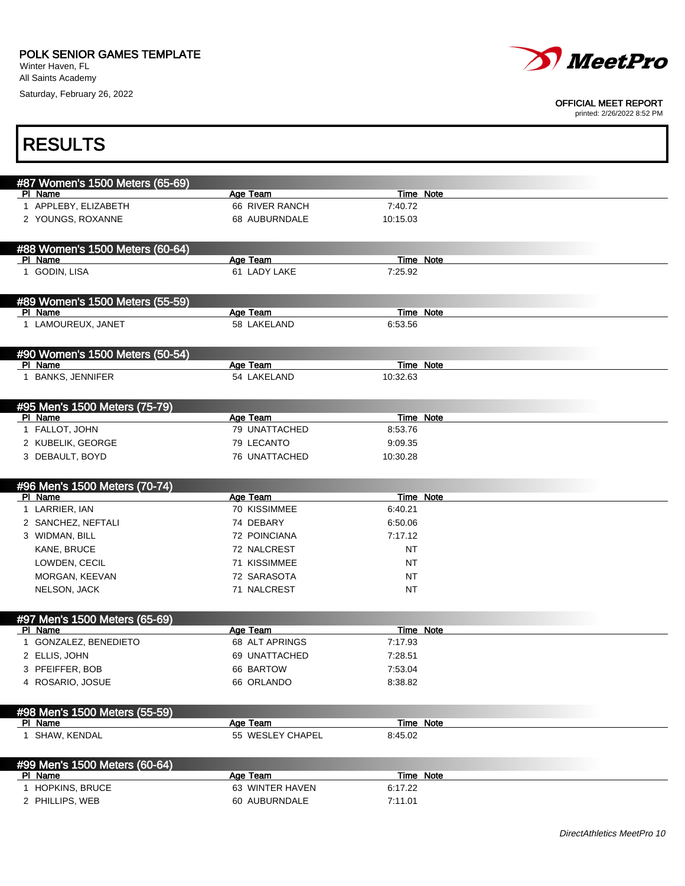POLK SENIOR GAMES TEMPLATE
Winter Haven, FL
All Saints Academy
Saturday, February 26, 2022

OFFICIAL MEET REPORT
printed: 2/26/2022 8:52 PM

# RESULTS

## #87 Women's 1500 Meters (65-69)

| Pl | Name | Age | Team | Time | Note |
|---|---|---|---|---|---|
| 1 | APPLEBY, ELIZABETH | 66 | RIVER RANCH | 7:40.72 | |
| 2 | YOUNGS, ROXANNE | 68 | AUBURNDALE | 10:15.03 | |

## #88 Women's 1500 Meters (60-64)

| Pl | Name | Age | Team | Time | Note |
|---|---|---|---|---|---|
| 1 | GODIN, LISA | 61 | LADY LAKE | 7:25.92 | |

## #89 Women's 1500 Meters (55-59)

| Pl | Name | Age | Team | Time | Note |
|---|---|---|---|---|---|
| 1 | LAMOUREUX, JANET | 58 | LAKELAND | 6:53.56 | |

## #90 Women's 1500 Meters (50-54)

| Pl | Name | Age | Team | Time | Note |
|---|---|---|---|---|---|
| 1 | BANKS, JENNIFER | 54 | LAKELAND | 10:32.63 | |

## #95 Men's 1500 Meters (75-79)

| Pl | Name | Age | Team | Time | Note |
|---|---|---|---|---|---|
| 1 | FALLOT, JOHN | 79 | UNATTACHED | 8:53.76 | |
| 2 | KUBELIK, GEORGE | 79 | LECANTO | 9:09.35 | |
| 3 | DEBAULT, BOYD | 76 | UNATTACHED | 10:30.28 | |

## #96 Men's 1500 Meters (70-74)

| Pl | Name | Age | Team | Time | Note |
|---|---|---|---|---|---|
| 1 | LARRIER, IAN | 70 | KISSIMMEE | 6:40.21 | |
| 2 | SANCHEZ, NEFTALI | 74 | DEBARY | 6:50.06 | |
| 3 | WIDMAN, BILL | 72 | POINCIANA | 7:17.12 | |
| | KANE, BRUCE | 72 | NALCREST | NT | |
| | LOWDEN, CECIL | 71 | KISSIMMEE | NT | |
| | MORGAN, KEEVAN | 72 | SARASOTA | NT | |
| | NELSON, JACK | 71 | NALCREST | NT | |

## #97 Men's 1500 Meters (65-69)

| Pl | Name | Age | Team | Time | Note |
|---|---|---|---|---|---|
| 1 | GONZALEZ, BENEDIETO | 68 | ALT APRINGS | 7:17.93 | |
| 2 | ELLIS, JOHN | 69 | UNATTACHED | 7:28.51 | |
| 3 | PFEIFFER, BOB | 66 | BARTOW | 7:53.04 | |
| 4 | ROSARIO, JOSUE | 66 | ORLANDO | 8:38.82 | |

## #98 Men's 1500 Meters (55-59)

| Pl | Name | Age | Team | Time | Note |
|---|---|---|---|---|---|
| 1 | SHAW, KENDAL | 55 | WESLEY CHAPEL | 8:45.02 | |

## #99 Men's 1500 Meters (60-64)

| Pl | Name | Age | Team | Time | Note |
|---|---|---|---|---|---|
| 1 | HOPKINS, BRUCE | 63 | WINTER HAVEN | 6:17.22 | |
| 2 | PHILLIPS, WEB | 60 | AUBURNDALE | 7:11.01 | |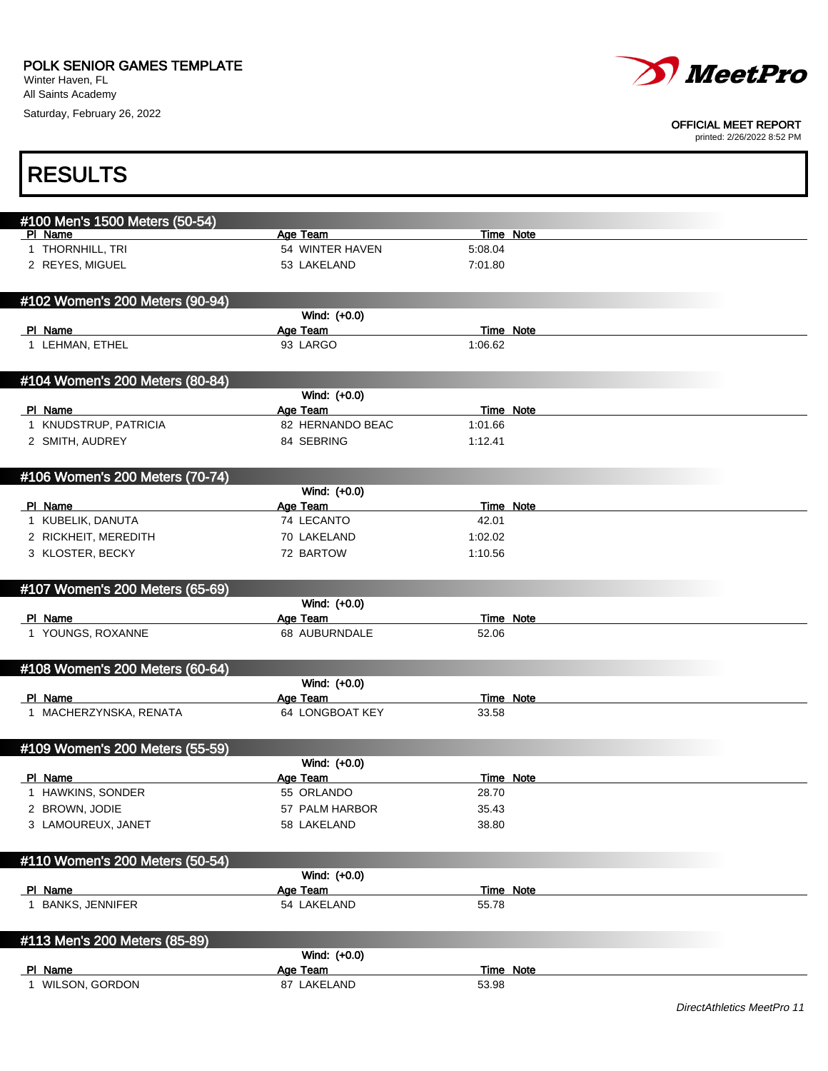POLK SENIOR GAMES TEMPLATE
Winter Haven, FL
All Saints Academy
Saturday, February 26, 2022

OFFICIAL MEET REPORT
printed: 2/26/2022 8:52 PM

# RESULTS

## #100 Men's 1500 Meters (50-54)

| Pl | Name | Age | Team | Time | Note |
|---|---|---|---|---|---|
| 1 | THORNHILL, TRI | 54 | WINTER HAVEN | 5:08.04 | |
| 2 | REYES, MIGUEL | 53 | LAKELAND | 7:01.80 | |

## #102 Women's 200 Meters (90-94)

Wind: (+0.0)

| Pl | Name | Age | Team | Time | Note |
|---|---|---|---|---|---|
| 1 | LEHMAN, ETHEL | 93 | LARGO | 1:06.62 | |

## #104 Women's 200 Meters (80-84)

Wind: (+0.0)

| Pl | Name | Age | Team | Time | Note |
|---|---|---|---|---|---|
| 1 | KNUDSTRUP, PATRICIA | 82 | HERNANDO BEAC | 1:01.66 | |
| 2 | SMITH, AUDREY | 84 | SEBRING | 1:12.41 | |

## #106 Women's 200 Meters (70-74)

Wind: (+0.0)

| Pl | Name | Age | Team | Time | Note |
|---|---|---|---|---|---|
| 1 | KUBELIK, DANUTA | 74 | LECANTO | 42.01 | |
| 2 | RICKHEIT, MEREDITH | 70 | LAKELAND | 1:02.02 | |
| 3 | KLOSTER, BECKY | 72 | BARTOW | 1:10.56 | |

## #107 Women's 200 Meters (65-69)

Wind: (+0.0)

| Pl | Name | Age | Team | Time | Note |
|---|---|---|---|---|---|
| 1 | YOUNGS, ROXANNE | 68 | AUBURNDALE | 52.06 | |

## #108 Women's 200 Meters (60-64)

Wind: (+0.0)

| Pl | Name | Age | Team | Time | Note |
|---|---|---|---|---|---|
| 1 | MACHERZYNSKA, RENATA | 64 | LONGBOAT KEY | 33.58 | |

## #109 Women's 200 Meters (55-59)

Wind: (+0.0)

| Pl | Name | Age | Team | Time | Note |
|---|---|---|---|---|---|
| 1 | HAWKINS, SONDER | 55 | ORLANDO | 28.70 | |
| 2 | BROWN, JODIE | 57 | PALM HARBOR | 35.43 | |
| 3 | LAMOUREUX, JANET | 58 | LAKELAND | 38.80 | |

## #110 Women's 200 Meters (50-54)

Wind: (+0.0)

| Pl | Name | Age | Team | Time | Note |
|---|---|---|---|---|---|
| 1 | BANKS, JENNIFER | 54 | LAKELAND | 55.78 | |

## #113 Men's 200 Meters (85-89)

Wind: (+0.0)

| Pl | Name | Age | Team | Time | Note |
|---|---|---|---|---|---|
| 1 | WILSON, GORDON | 87 | LAKELAND | 53.98 | |

DirectAthletics MeetPro 11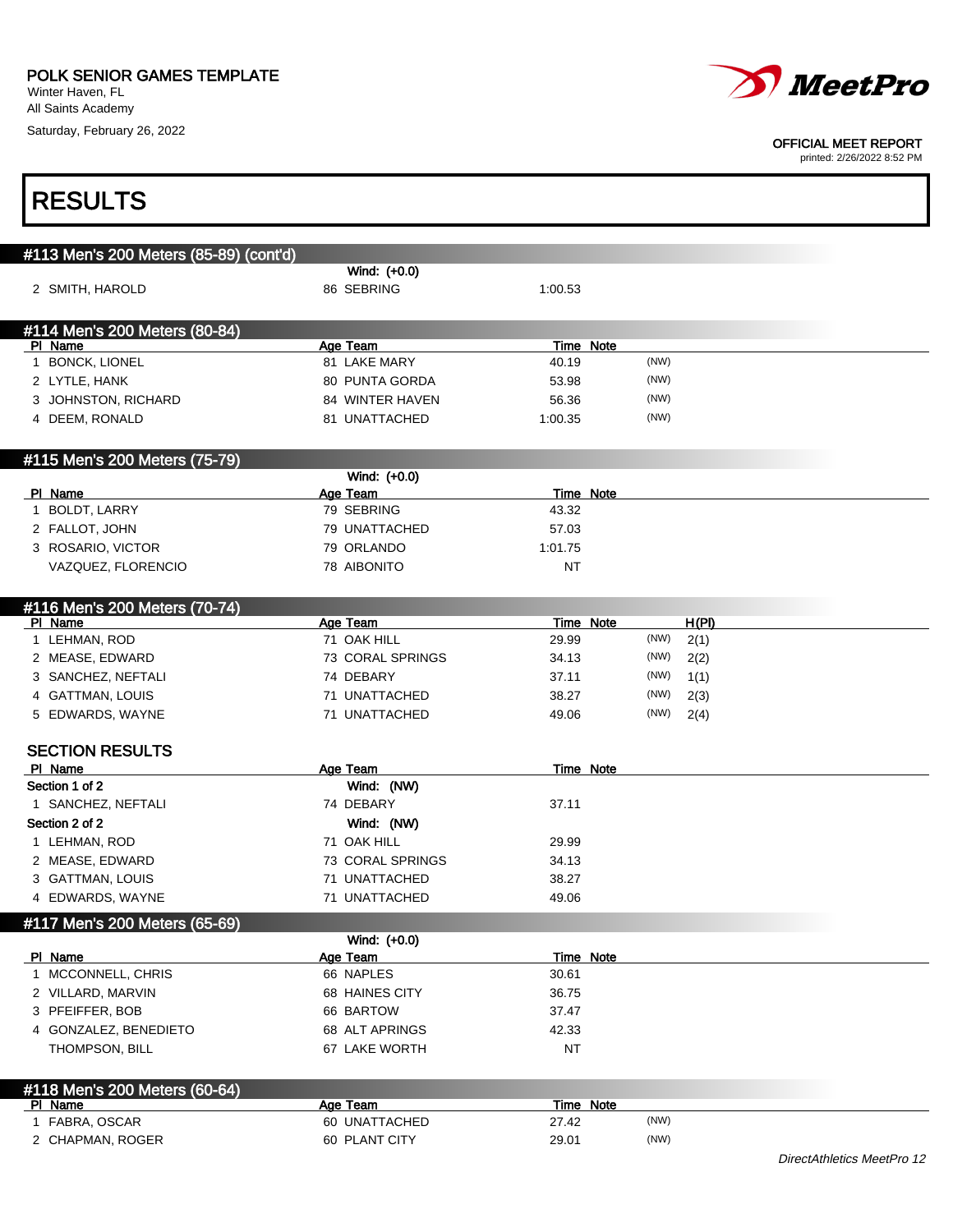POLK SENIOR GAMES TEMPLATE
Winter Haven, FL
All Saints Academy
Saturday, February 26, 2022

OFFICIAL MEET REPORT
printed: 2/26/2022 8:52 PM

# RESULTS

## #113 Men's 200 Meters (85-89) (cont'd)

Wind: (+0.0)

| Pl | Name | Age | Team | Time | Note |
|---|---|---|---|---|---|
| 2 | SMITH, HAROLD | 86 | SEBRING | 1:00.53 | |

## #114 Men's 200 Meters (80-84)

| Pl | Name | Age | Team | Time | Note |
|---|---|---|---|---|---|
| 1 | BONCK, LIONEL | 81 | LAKE MARY | 40.19 | (NW) |
| 2 | LYTLE, HANK | 80 | PUNTA GORDA | 53.98 | (NW) |
| 3 | JOHNSTON, RICHARD | 84 | WINTER HAVEN | 56.36 | (NW) |
| 4 | DEEM, RONALD | 81 | UNATTACHED | 1:00.35 | (NW) |

## #115 Men's 200 Meters (75-79)

Wind: (+0.0)

| Pl | Name | Age | Team | Time | Note |
|---|---|---|---|---|---|
| 1 | BOLDT, LARRY | 79 | SEBRING | 43.32 | |
| 2 | FALLOT, JOHN | 79 | UNATTACHED | 57.03 | |
| 3 | ROSARIO, VICTOR | 79 | ORLANDO | 1:01.75 | |
| | VAZQUEZ, FLORENCIO | 78 | AIBONITO | NT | |

## #116 Men's 200 Meters (70-74)

| Pl | Name | Age | Team | Time | Note | H(Pl) |
|---|---|---|---|---|---|---|
| 1 | LEHMAN, ROD | 71 | OAK HILL | 29.99 | (NW) | 2(1) |
| 2 | MEASE, EDWARD | 73 | CORAL SPRINGS | 34.13 | (NW) | 2(2) |
| 3 | SANCHEZ, NEFTALI | 74 | DEBARY | 37.11 | (NW) | 1(1) |
| 4 | GATTMAN, LOUIS | 71 | UNATTACHED | 38.27 | (NW) | 2(3) |
| 5 | EDWARDS, WAYNE | 71 | UNATTACHED | 49.06 | (NW) | 2(4) |

### SECTION RESULTS

**Section 1 of 2** — Wind: (NW)

| Pl | Name | Age | Team | Time | Note |
|---|---|---|---|---|---|
| 1 | SANCHEZ, NEFTALI | 74 | DEBARY | 37.11 | |

**Section 2 of 2** — Wind: (NW)

| Pl | Name | Age | Team | Time | Note |
|---|---|---|---|---|---|
| 1 | LEHMAN, ROD | 71 | OAK HILL | 29.99 | |
| 2 | MEASE, EDWARD | 73 | CORAL SPRINGS | 34.13 | |
| 3 | GATTMAN, LOUIS | 71 | UNATTACHED | 38.27 | |
| 4 | EDWARDS, WAYNE | 71 | UNATTACHED | 49.06 | |

## #117 Men's 200 Meters (65-69)

Wind: (+0.0)

| Pl | Name | Age | Team | Time | Note |
|---|---|---|---|---|---|
| 1 | MCCONNELL, CHRIS | 66 | NAPLES | 30.61 | |
| 2 | VILLARD, MARVIN | 68 | HAINES CITY | 36.75 | |
| 3 | PFEIFFER, BOB | 66 | BARTOW | 37.47 | |
| 4 | GONZALEZ, BENEDIETO | 68 | ALT APRINGS | 42.33 | |
| | THOMPSON, BILL | 67 | LAKE WORTH | NT | |

## #118 Men's 200 Meters (60-64)

| Pl | Name | Age | Team | Time | Note |
|---|---|---|---|---|---|
| 1 | FABRA, OSCAR | 60 | UNATTACHED | 27.42 | (NW) |
| 2 | CHAPMAN, ROGER | 60 | PLANT CITY | 29.01 | (NW) |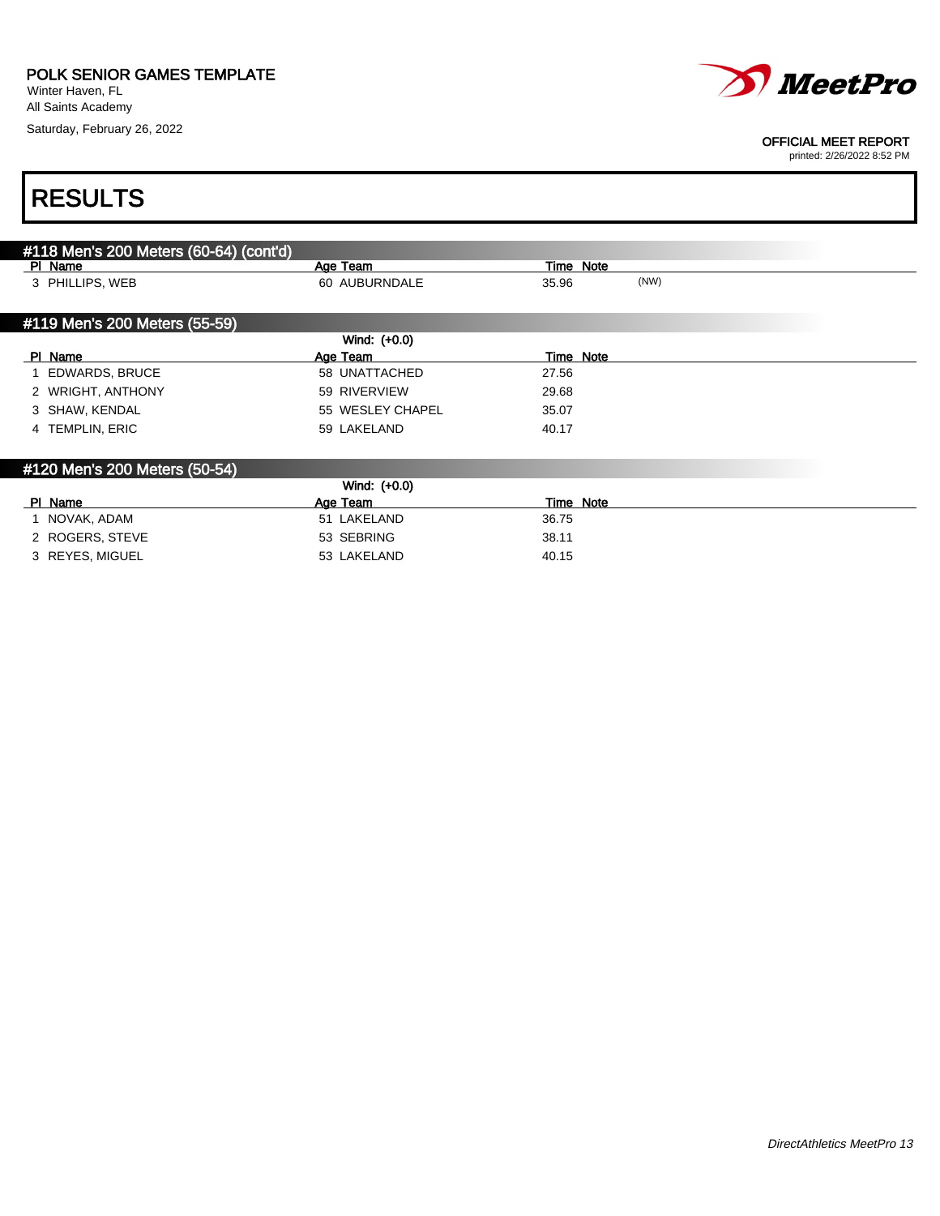## RESULTS

### #118 Men's 200 Meters (60-64) (cont'd)

| Pl | Name | Age | Team | Time | Note |
|---|---|---|---|---|---|
| 3 | PHILLIPS, WEB | 60 | AUBURNDALE | 35.96 | (NW) |

### #119 Men's 200 Meters (55-59)

Wind: (+0.0)

| Pl | Name | Age | Team | Time | Note |
|---|---|---|---|---|---|
| 1 | EDWARDS, BRUCE | 58 | UNATTACHED | 27.56 | |
| 2 | WRIGHT, ANTHONY | 59 | RIVERVIEW | 29.68 | |
| 3 | SHAW, KENDAL | 55 | WESLEY CHAPEL | 35.07 | |
| 4 | TEMPLIN, ERIC | 59 | LAKELAND | 40.17 | |

### #120 Men's 200 Meters (50-54)

Wind: (+0.0)

| Pl | Name | Age | Team | Time | Note |
|---|---|---|---|---|---|
| 1 | NOVAK, ADAM | 51 | LAKELAND | 36.75 | |
| 2 | ROGERS, STEVE | 53 | SEBRING | 38.11 | |
| 3 | REYES, MIGUEL | 53 | LAKELAND | 40.15 | |